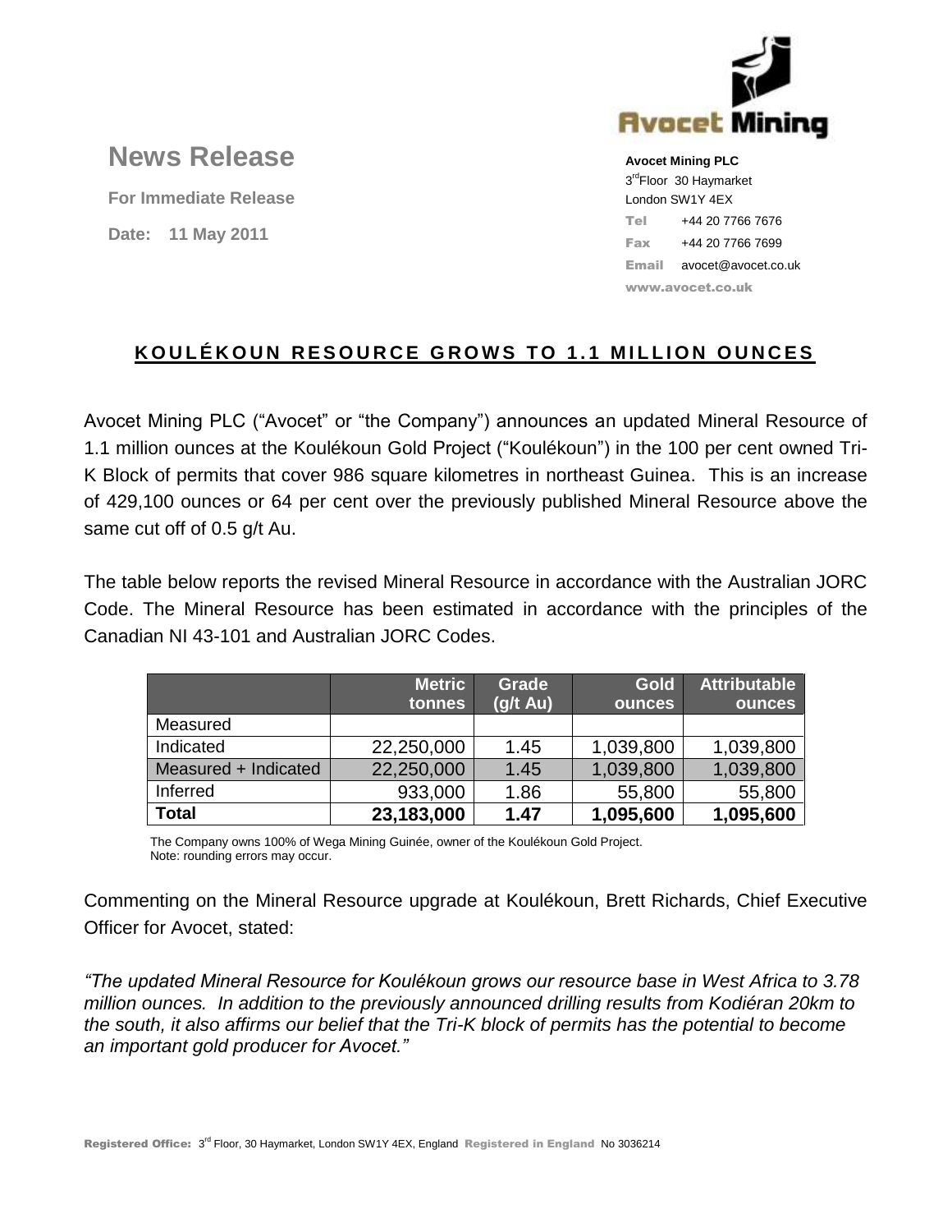# News Release

**For Immediate Release**

**Date: 11 May 2011**

**Avocet Mining PLC**
3rd Floor 30 Haymarket
London SW1Y 4EX
Tel +44 20 7766 7676
Fax +44 20 7766 7699
Email avocet@avocet.co.uk
www.avocet.co.uk

## KOULÉKOUN RESOURCE GROWS TO 1.1 MILLION OUNCES

Avocet Mining PLC ("Avocet" or "the Company") announces an updated Mineral Resource of 1.1 million ounces at the Koulékoun Gold Project ("Koulékoun") in the 100 per cent owned Tri-K Block of permits that cover 986 square kilometres in northeast Guinea. This is an increase of 429,100 ounces or 64 per cent over the previously published Mineral Resource above the same cut off of 0.5 g/t Au.

The table below reports the revised Mineral Resource in accordance with the Australian JORC Code. The Mineral Resource has been estimated in accordance with the principles of the Canadian NI 43-101 and Australian JORC Codes.

| | Metric tonnes | Grade (g/t Au) | Gold ounces | Attributable ounces |
|---|---|---|---|---|
| Measured | | | | |
| Indicated | 22,250,000 | 1.45 | 1,039,800 | 1,039,800 |
| Measured + Indicated | 22,250,000 | 1.45 | 1,039,800 | 1,039,800 |
| Inferred | 933,000 | 1.86 | 55,800 | 55,800 |
| **Total** | **23,183,000** | **1.47** | **1,095,600** | **1,095,600** |

The Company owns 100% of Wega Mining Guinée, owner of the Koulékoun Gold Project.
Note: rounding errors may occur.

Commenting on the Mineral Resource upgrade at Koulékoun, Brett Richards, Chief Executive Officer for Avocet, stated:

*"The updated Mineral Resource for Koulékoun grows our resource base in West Africa to 3.78 million ounces. In addition to the previously announced drilling results from Kodiéran 20km to the south, it also affirms our belief that the Tri-K block of permits has the potential to become an important gold producer for Avocet."*

Registered Office: 3rd Floor, 30 Haymarket, London SW1Y 4EX, England Registered in England No 3036214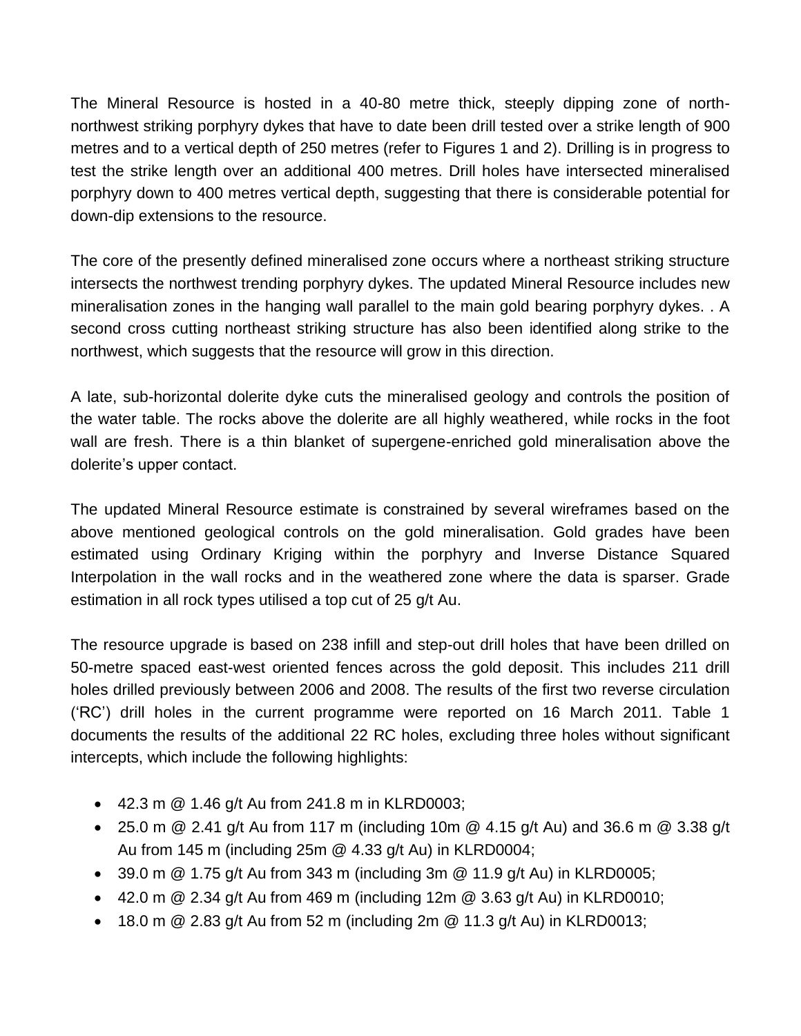The Mineral Resource is hosted in a 40-80 metre thick, steeply dipping zone of north-northwest striking porphyry dykes that have to date been drill tested over a strike length of 900 metres and to a vertical depth of 250 metres (refer to Figures 1 and 2). Drilling is in progress to test the strike length over an additional 400 metres. Drill holes have intersected mineralised porphyry down to 400 metres vertical depth, suggesting that there is considerable potential for down-dip extensions to the resource.

The core of the presently defined mineralised zone occurs where a northeast striking structure intersects the northwest trending porphyry dykes. The updated Mineral Resource includes new mineralisation zones in the hanging wall parallel to the main gold bearing porphyry dykes. . A second cross cutting northeast striking structure has also been identified along strike to the northwest, which suggests that the resource will grow in this direction.

A late, sub-horizontal dolerite dyke cuts the mineralised geology and controls the position of the water table. The rocks above the dolerite are all highly weathered, while rocks in the foot wall are fresh. There is a thin blanket of supergene-enriched gold mineralisation above the dolerite's upper contact.

The updated Mineral Resource estimate is constrained by several wireframes based on the above mentioned geological controls on the gold mineralisation. Gold grades have been estimated using Ordinary Kriging within the porphyry and Inverse Distance Squared Interpolation in the wall rocks and in the weathered zone where the data is sparser. Grade estimation in all rock types utilised a top cut of 25 g/t Au.

The resource upgrade is based on 238 infill and step-out drill holes that have been drilled on 50-metre spaced east-west oriented fences across the gold deposit. This includes 211 drill holes drilled previously between 2006 and 2008. The results of the first two reverse circulation ('RC') drill holes in the current programme were reported on 16 March 2011. Table 1 documents the results of the additional 22 RC holes, excluding three holes without significant intercepts, which include the following highlights:

- 42.3 m @ 1.46 g/t Au from 241.8 m in KLRD0003;
- 25.0 m @ 2.41 g/t Au from 117 m (including 10m @ 4.15 g/t Au) and 36.6 m @ 3.38 g/t Au from 145 m (including 25m @ 4.33 g/t Au) in KLRD0004;
- 39.0 m @ 1.75 g/t Au from 343 m (including 3m @ 11.9 g/t Au) in KLRD0005;
- 42.0 m @ 2.34 g/t Au from 469 m (including 12m @ 3.63 g/t Au) in KLRD0010;
- 18.0 m @ 2.83 g/t Au from 52 m (including 2m @ 11.3 g/t Au) in KLRD0013;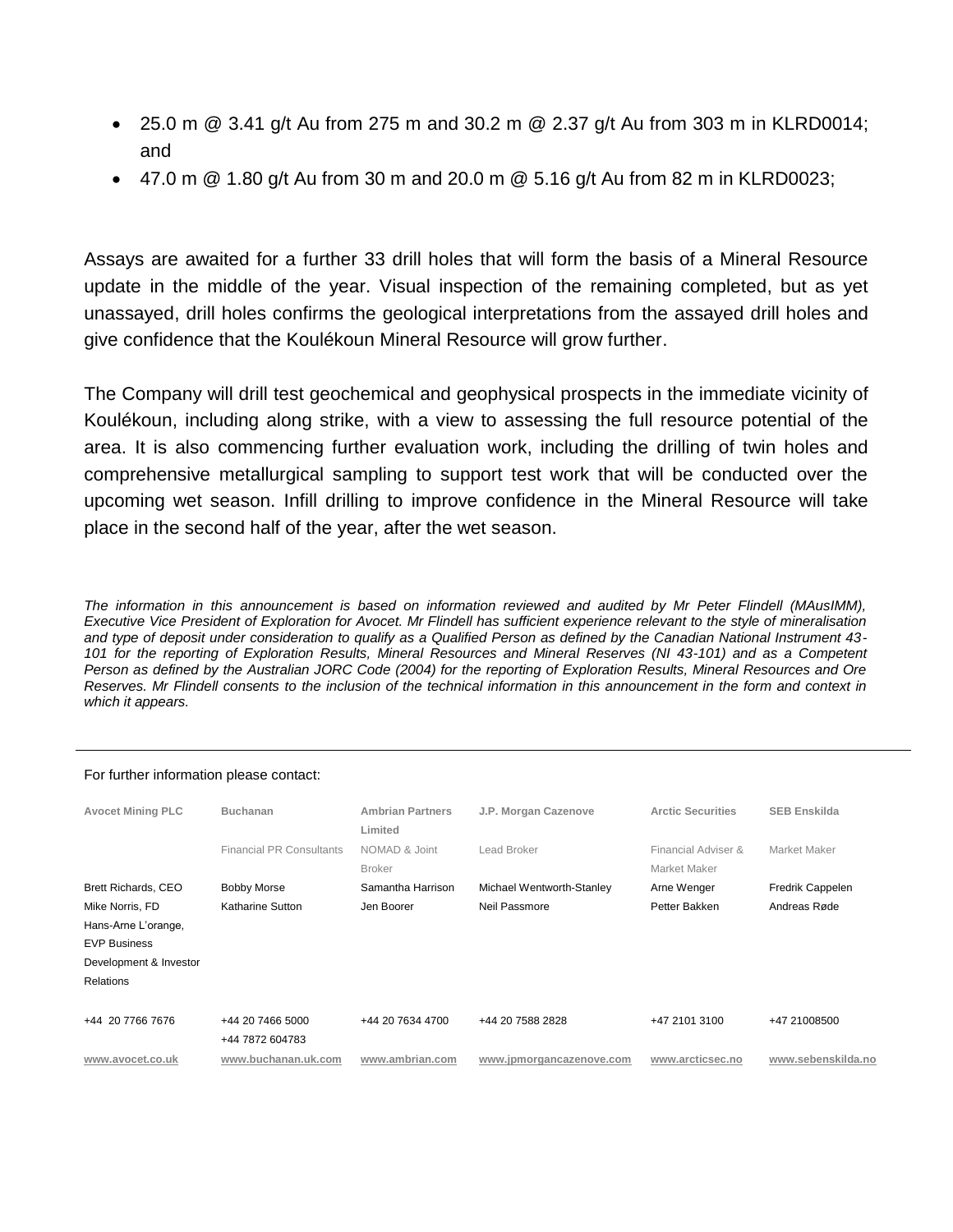- 25.0 m @ 3.41 g/t Au from 275 m and 30.2 m @ 2.37 g/t Au from 303 m in KLRD0014; and
- 47.0 m @ 1.80 g/t Au from 30 m and 20.0 m @ 5.16 g/t Au from 82 m in KLRD0023;

Assays are awaited for a further 33 drill holes that will form the basis of a Mineral Resource update in the middle of the year. Visual inspection of the remaining completed, but as yet unassayed, drill holes confirms the geological interpretations from the assayed drill holes and give confidence that the Koulékoun Mineral Resource will grow further.

The Company will drill test geochemical and geophysical prospects in the immediate vicinity of Koulékoun, including along strike, with a view to assessing the full resource potential of the area. It is also commencing further evaluation work, including the drilling of twin holes and comprehensive metallurgical sampling to support test work that will be conducted over the upcoming wet season. Infill drilling to improve confidence in the Mineral Resource will take place in the second half of the year, after the wet season.

*The information in this announcement is based on information reviewed and audited by Mr Peter Flindell (MAusIMM), Executive Vice President of Exploration for Avocet. Mr Flindell has sufficient experience relevant to the style of mineralisation and type of deposit under consideration to qualify as a Qualified Person as defined by the Canadian National Instrument 43-101 for the reporting of Exploration Results, Mineral Resources and Mineral Reserves (NI 43-101) and as a Competent Person as defined by the Australian JORC Code (2004) for the reporting of Exploration Results, Mineral Resources and Ore Reserves. Mr Flindell consents to the inclusion of the technical information in this announcement in the form and context in which it appears.*

---

For further information please contact:

| Avocet Mining PLC | Buchanan | Ambrian Partners Limited | J.P. Morgan Cazenove | Arctic Securities | SEB Enskilda |
|---|---|---|---|---|---|
| | Financial PR Consultants | NOMAD & Joint Broker | Lead Broker | Financial Adviser & Market Maker | Market Maker |
| Brett Richards, CEO | Bobby Morse | Samantha Harrison | Michael Wentworth-Stanley | Arne Wenger | Fredrik Cappelen |
| Mike Norris, FD | Katharine Sutton | Jen Boorer | Neil Passmore | Petter Bakken | Andreas Røde |
| Hans-Arne L'orange, EVP Business Development & Investor Relations | | | | | |
| +44 20 7766 7676 | +44 20 7466 5000<br>+44 7872 604783 | +44 20 7634 4700 | +44 20 7588 2828 | +47 2101 3100 | +47 21008500 |
| www.avocet.co.uk | www.buchanan.uk.com | www.ambrian.com | www.jpmorgancazenove.com | www.arcticsec.no | www.sebenskilda.no |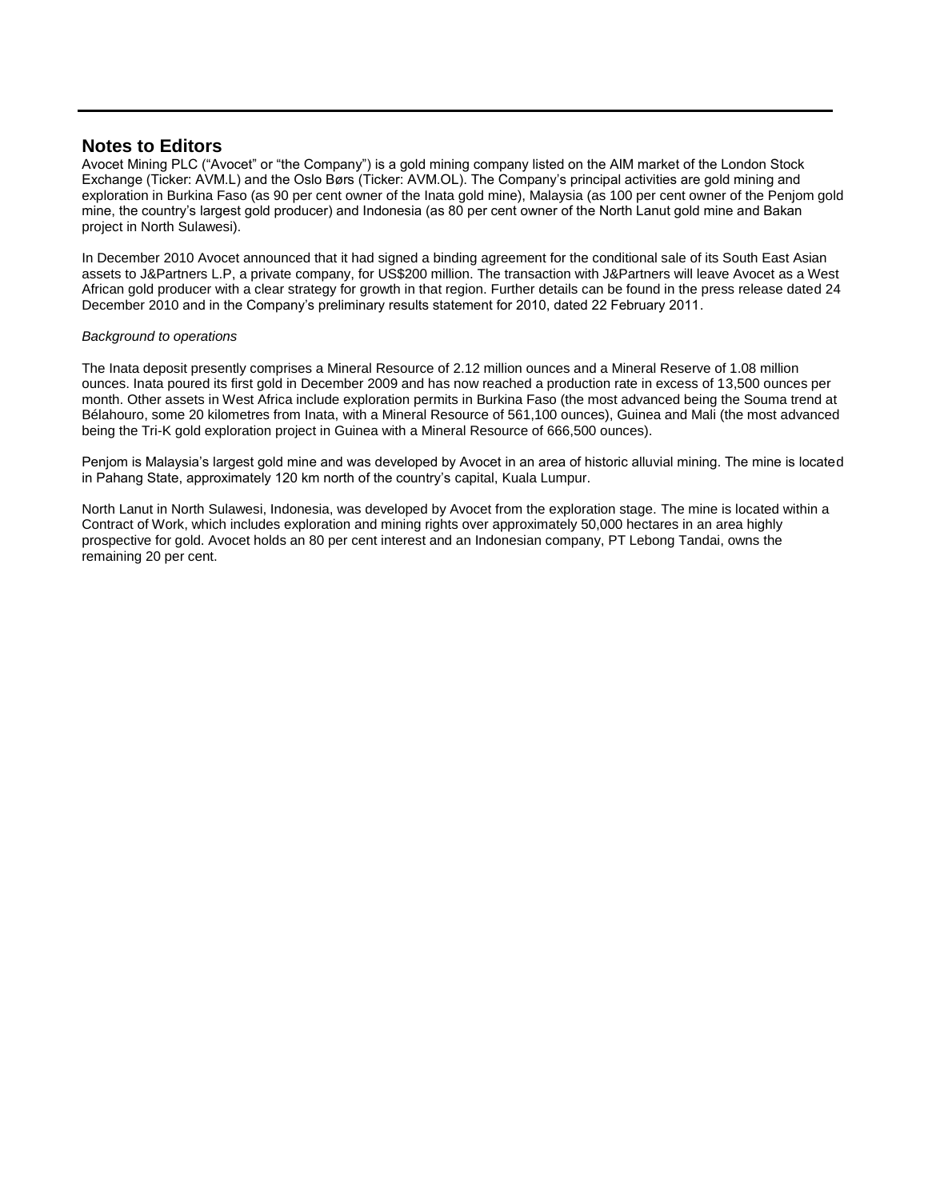## Notes to Editors

Avocet Mining PLC ("Avocet" or "the Company") is a gold mining company listed on the AIM market of the London Stock Exchange (Ticker: AVM.L) and the Oslo Børs (Ticker: AVM.OL). The Company's principal activities are gold mining and exploration in Burkina Faso (as 90 per cent owner of the Inata gold mine), Malaysia (as 100 per cent owner of the Penjom gold mine, the country's largest gold producer) and Indonesia (as 80 per cent owner of the North Lanut gold mine and Bakan project in North Sulawesi).

In December 2010 Avocet announced that it had signed a binding agreement for the conditional sale of its South East Asian assets to J&Partners L.P, a private company, for US$200 million. The transaction with J&Partners will leave Avocet as a West African gold producer with a clear strategy for growth in that region. Further details can be found in the press release dated 24 December 2010 and in the Company's preliminary results statement for 2010, dated 22 February 2011.

*Background to operations*

The Inata deposit presently comprises a Mineral Resource of 2.12 million ounces and a Mineral Reserve of 1.08 million ounces. Inata poured its first gold in December 2009 and has now reached a production rate in excess of 13,500 ounces per month. Other assets in West Africa include exploration permits in Burkina Faso (the most advanced being the Souma trend at Bélahouro, some 20 kilometres from Inata, with a Mineral Resource of 561,100 ounces), Guinea and Mali (the most advanced being the Tri-K gold exploration project in Guinea with a Mineral Resource of 666,500 ounces).

Penjom is Malaysia's largest gold mine and was developed by Avocet in an area of historic alluvial mining. The mine is located in Pahang State, approximately 120 km north of the country's capital, Kuala Lumpur.

North Lanut in North Sulawesi, Indonesia, was developed by Avocet from the exploration stage. The mine is located within a Contract of Work, which includes exploration and mining rights over approximately 50,000 hectares in an area highly prospective for gold. Avocet holds an 80 per cent interest and an Indonesian company, PT Lebong Tandai, owns the remaining 20 per cent.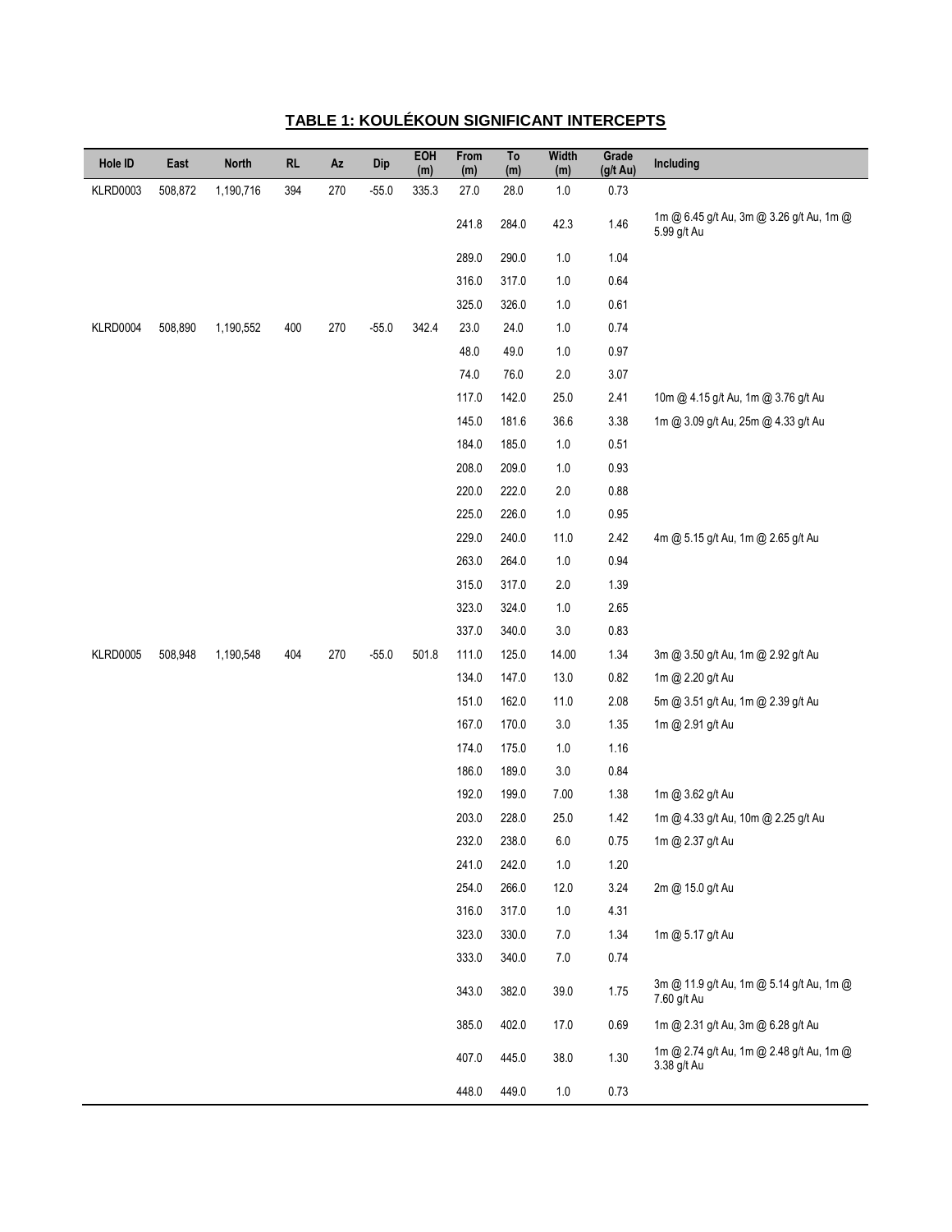## TABLE 1: KOULÉKOUN SIGNIFICANT INTERCEPTS

| Hole ID | East | North | RL | Az | Dip | EOH (m) | From (m) | To (m) | Width (m) | Grade (g/t Au) | Including |
|---|---|---|---|---|---|---|---|---|---|---|---|
| KLRD0003 | 508,872 | 1,190,716 | 394 | 270 | -55.0 | 335.3 | 27.0 | 28.0 | 1.0 | 0.73 | |
| | | | | | | | 241.8 | 284.0 | 42.3 | 1.46 | 1m @ 6.45 g/t Au, 3m @ 3.26 g/t Au, 1m @ 5.99 g/t Au |
| | | | | | | | 289.0 | 290.0 | 1.0 | 1.04 | |
| | | | | | | | 316.0 | 317.0 | 1.0 | 0.64 | |
| | | | | | | | 325.0 | 326.0 | 1.0 | 0.61 | |
| KLRD0004 | 508,890 | 1,190,552 | 400 | 270 | -55.0 | 342.4 | 23.0 | 24.0 | 1.0 | 0.74 | |
| | | | | | | | 48.0 | 49.0 | 1.0 | 0.97 | |
| | | | | | | | 74.0 | 76.0 | 2.0 | 3.07 | |
| | | | | | | | 117.0 | 142.0 | 25.0 | 2.41 | 10m @ 4.15 g/t Au, 1m @ 3.76 g/t Au |
| | | | | | | | 145.0 | 181.6 | 36.6 | 3.38 | 1m @ 3.09 g/t Au, 25m @ 4.33 g/t Au |
| | | | | | | | 184.0 | 185.0 | 1.0 | 0.51 | |
| | | | | | | | 208.0 | 209.0 | 1.0 | 0.93 | |
| | | | | | | | 220.0 | 222.0 | 2.0 | 0.88 | |
| | | | | | | | 225.0 | 226.0 | 1.0 | 0.95 | |
| | | | | | | | 229.0 | 240.0 | 11.0 | 2.42 | 4m @ 5.15 g/t Au, 1m @ 2.65 g/t Au |
| | | | | | | | 263.0 | 264.0 | 1.0 | 0.94 | |
| | | | | | | | 315.0 | 317.0 | 2.0 | 1.39 | |
| | | | | | | | 323.0 | 324.0 | 1.0 | 2.65 | |
| | | | | | | | 337.0 | 340.0 | 3.0 | 0.83 | |
| KLRD0005 | 508,948 | 1,190,548 | 404 | 270 | -55.0 | 501.8 | 111.0 | 125.0 | 14.00 | 1.34 | 3m @ 3.50 g/t Au, 1m @ 2.92 g/t Au |
| | | | | | | | 134.0 | 147.0 | 13.0 | 0.82 | 1m @ 2.20 g/t Au |
| | | | | | | | 151.0 | 162.0 | 11.0 | 2.08 | 5m @ 3.51 g/t Au, 1m @ 2.39 g/t Au |
| | | | | | | | 167.0 | 170.0 | 3.0 | 1.35 | 1m @ 2.91 g/t Au |
| | | | | | | | 174.0 | 175.0 | 1.0 | 1.16 | |
| | | | | | | | 186.0 | 189.0 | 3.0 | 0.84 | |
| | | | | | | | 192.0 | 199.0 | 7.00 | 1.38 | 1m @ 3.62 g/t Au |
| | | | | | | | 203.0 | 228.0 | 25.0 | 1.42 | 1m @ 4.33 g/t Au, 10m @ 2.25 g/t Au |
| | | | | | | | 232.0 | 238.0 | 6.0 | 0.75 | 1m @ 2.37 g/t Au |
| | | | | | | | 241.0 | 242.0 | 1.0 | 1.20 | |
| | | | | | | | 254.0 | 266.0 | 12.0 | 3.24 | 2m @ 15.0 g/t Au |
| | | | | | | | 316.0 | 317.0 | 1.0 | 4.31 | |
| | | | | | | | 323.0 | 330.0 | 7.0 | 1.34 | 1m @ 5.17 g/t Au |
| | | | | | | | 333.0 | 340.0 | 7.0 | 0.74 | |
| | | | | | | | 343.0 | 382.0 | 39.0 | 1.75 | 3m @ 11.9 g/t Au, 1m @ 5.14 g/t Au, 1m @ 7.60 g/t Au |
| | | | | | | | 385.0 | 402.0 | 17.0 | 0.69 | 1m @ 2.31 g/t Au, 3m @ 6.28 g/t Au |
| | | | | | | | 407.0 | 445.0 | 38.0 | 1.30 | 1m @ 2.74 g/t Au, 1m @ 2.48 g/t Au, 1m @ 3.38 g/t Au |
| | | | | | | | 448.0 | 449.0 | 1.0 | 0.73 | |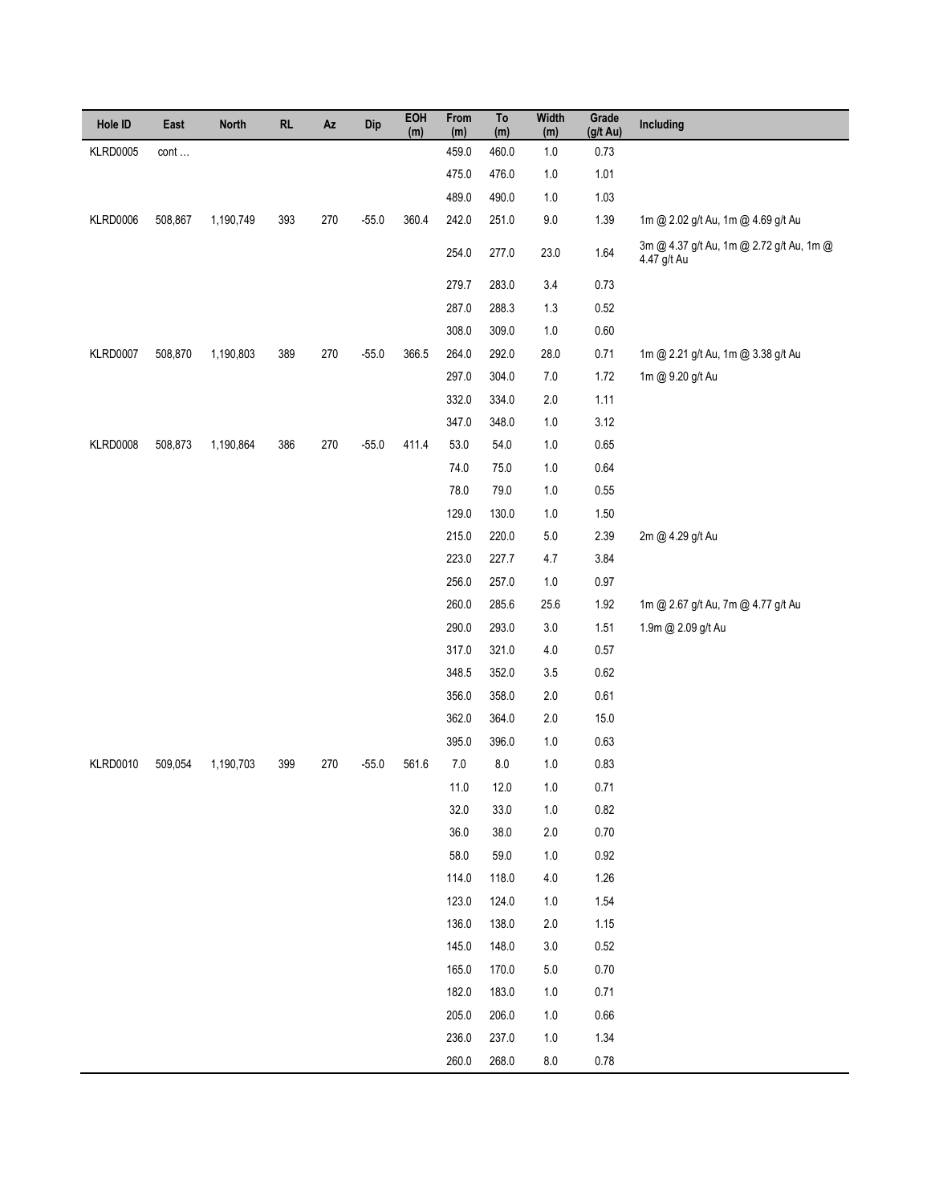| Hole ID | East | North | RL | Az | Dip | EOH (m) | From (m) | To (m) | Width (m) | Grade (g/t Au) | Including |
|---|---|---|---|---|---|---|---|---|---|---|---|
| KLRD0005 | cont … | | | | | | 459.0 | 460.0 | 1.0 | 0.73 | |
| | | | | | | | 475.0 | 476.0 | 1.0 | 1.01 | |
| | | | | | | | 489.0 | 490.0 | 1.0 | 1.03 | |
| KLRD0006 | 508,867 | 1,190,749 | 393 | 270 | -55.0 | 360.4 | 242.0 | 251.0 | 9.0 | 1.39 | 1m @ 2.02 g/t Au, 1m @ 4.69 g/t Au |
| | | | | | | | 254.0 | 277.0 | 23.0 | 1.64 | 3m @ 4.37 g/t Au, 1m @ 2.72 g/t Au, 1m @ 4.47 g/t Au |
| | | | | | | | 279.7 | 283.0 | 3.4 | 0.73 | |
| | | | | | | | 287.0 | 288.3 | 1.3 | 0.52 | |
| | | | | | | | 308.0 | 309.0 | 1.0 | 0.60 | |
| KLRD0007 | 508,870 | 1,190,803 | 389 | 270 | -55.0 | 366.5 | 264.0 | 292.0 | 28.0 | 0.71 | 1m @ 2.21 g/t Au, 1m @ 3.38 g/t Au |
| | | | | | | | 297.0 | 304.0 | 7.0 | 1.72 | 1m @ 9.20 g/t Au |
| | | | | | | | 332.0 | 334.0 | 2.0 | 1.11 | |
| | | | | | | | 347.0 | 348.0 | 1.0 | 3.12 | |
| KLRD0008 | 508,873 | 1,190,864 | 386 | 270 | -55.0 | 411.4 | 53.0 | 54.0 | 1.0 | 0.65 | |
| | | | | | | | 74.0 | 75.0 | 1.0 | 0.64 | |
| | | | | | | | 78.0 | 79.0 | 1.0 | 0.55 | |
| | | | | | | | 129.0 | 130.0 | 1.0 | 1.50 | |
| | | | | | | | 215.0 | 220.0 | 5.0 | 2.39 | 2m @ 4.29 g/t Au |
| | | | | | | | 223.0 | 227.7 | 4.7 | 3.84 | |
| | | | | | | | 256.0 | 257.0 | 1.0 | 0.97 | |
| | | | | | | | 260.0 | 285.6 | 25.6 | 1.92 | 1m @ 2.67 g/t Au, 7m @ 4.77 g/t Au |
| | | | | | | | 290.0 | 293.0 | 3.0 | 1.51 | 1.9m @ 2.09 g/t Au |
| | | | | | | | 317.0 | 321.0 | 4.0 | 0.57 | |
| | | | | | | | 348.5 | 352.0 | 3.5 | 0.62 | |
| | | | | | | | 356.0 | 358.0 | 2.0 | 0.61 | |
| | | | | | | | 362.0 | 364.0 | 2.0 | 15.0 | |
| | | | | | | | 395.0 | 396.0 | 1.0 | 0.63 | |
| KLRD0010 | 509,054 | 1,190,703 | 399 | 270 | -55.0 | 561.6 | 7.0 | 8.0 | 1.0 | 0.83 | |
| | | | | | | | 11.0 | 12.0 | 1.0 | 0.71 | |
| | | | | | | | 32.0 | 33.0 | 1.0 | 0.82 | |
| | | | | | | | 36.0 | 38.0 | 2.0 | 0.70 | |
| | | | | | | | 58.0 | 59.0 | 1.0 | 0.92 | |
| | | | | | | | 114.0 | 118.0 | 4.0 | 1.26 | |
| | | | | | | | 123.0 | 124.0 | 1.0 | 1.54 | |
| | | | | | | | 136.0 | 138.0 | 2.0 | 1.15 | |
| | | | | | | | 145.0 | 148.0 | 3.0 | 0.52 | |
| | | | | | | | 165.0 | 170.0 | 5.0 | 0.70 | |
| | | | | | | | 182.0 | 183.0 | 1.0 | 0.71 | |
| | | | | | | | 205.0 | 206.0 | 1.0 | 0.66 | |
| | | | | | | | 236.0 | 237.0 | 1.0 | 1.34 | |
| | | | | | | | 260.0 | 268.0 | 8.0 | 0.78 | |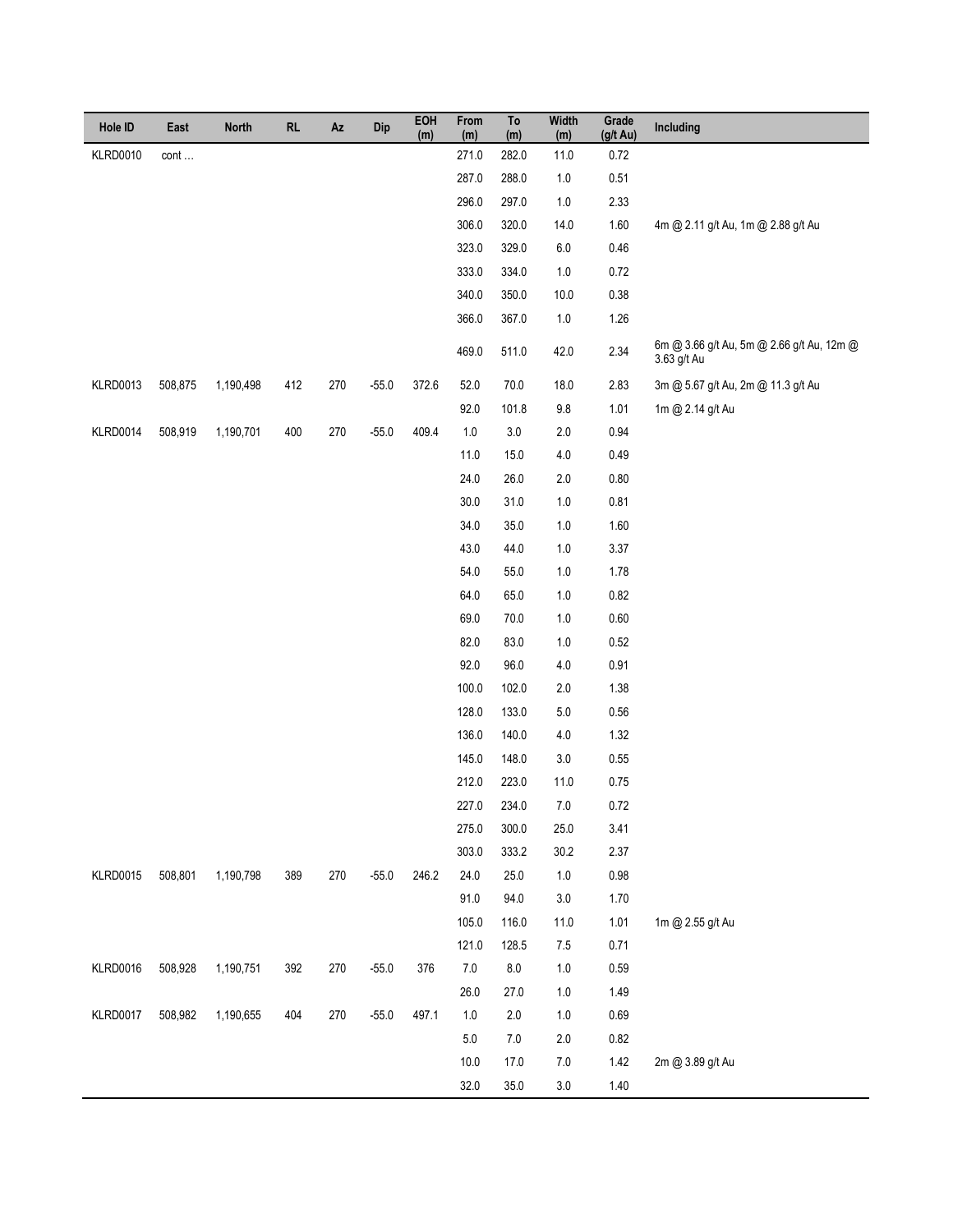| Hole ID | East | North | RL | Az | Dip | EOH (m) | From (m) | To (m) | Width (m) | Grade (g/t Au) | Including |
|---|---|---|---|---|---|---|---|---|---|---|---|
| KLRD0010 | cont … | | | | | | 271.0 | 282.0 | 11.0 | 0.72 | |
| | | | | | | | 287.0 | 288.0 | 1.0 | 0.51 | |
| | | | | | | | 296.0 | 297.0 | 1.0 | 2.33 | |
| | | | | | | | 306.0 | 320.0 | 14.0 | 1.60 | 4m @ 2.11 g/t Au, 1m @ 2.88 g/t Au |
| | | | | | | | 323.0 | 329.0 | 6.0 | 0.46 | |
| | | | | | | | 333.0 | 334.0 | 1.0 | 0.72 | |
| | | | | | | | 340.0 | 350.0 | 10.0 | 0.38 | |
| | | | | | | | 366.0 | 367.0 | 1.0 | 1.26 | |
| | | | | | | | 469.0 | 511.0 | 42.0 | 2.34 | 6m @ 3.66 g/t Au, 5m @ 2.66 g/t Au, 12m @ 3.63 g/t Au |
| KLRD0013 | 508,875 | 1,190,498 | 412 | 270 | -55.0 | 372.6 | 52.0 | 70.0 | 18.0 | 2.83 | 3m @ 5.67 g/t Au, 2m @ 11.3 g/t Au |
| | | | | | | | 92.0 | 101.8 | 9.8 | 1.01 | 1m @ 2.14 g/t Au |
| KLRD0014 | 508,919 | 1,190,701 | 400 | 270 | -55.0 | 409.4 | 1.0 | 3.0 | 2.0 | 0.94 | |
| | | | | | | | 11.0 | 15.0 | 4.0 | 0.49 | |
| | | | | | | | 24.0 | 26.0 | 2.0 | 0.80 | |
| | | | | | | | 30.0 | 31.0 | 1.0 | 0.81 | |
| | | | | | | | 34.0 | 35.0 | 1.0 | 1.60 | |
| | | | | | | | 43.0 | 44.0 | 1.0 | 3.37 | |
| | | | | | | | 54.0 | 55.0 | 1.0 | 1.78 | |
| | | | | | | | 64.0 | 65.0 | 1.0 | 0.82 | |
| | | | | | | | 69.0 | 70.0 | 1.0 | 0.60 | |
| | | | | | | | 82.0 | 83.0 | 1.0 | 0.52 | |
| | | | | | | | 92.0 | 96.0 | 4.0 | 0.91 | |
| | | | | | | | 100.0 | 102.0 | 2.0 | 1.38 | |
| | | | | | | | 128.0 | 133.0 | 5.0 | 0.56 | |
| | | | | | | | 136.0 | 140.0 | 4.0 | 1.32 | |
| | | | | | | | 145.0 | 148.0 | 3.0 | 0.55 | |
| | | | | | | | 212.0 | 223.0 | 11.0 | 0.75 | |
| | | | | | | | 227.0 | 234.0 | 7.0 | 0.72 | |
| | | | | | | | 275.0 | 300.0 | 25.0 | 3.41 | |
| | | | | | | | 303.0 | 333.2 | 30.2 | 2.37 | |
| KLRD0015 | 508,801 | 1,190,798 | 389 | 270 | -55.0 | 246.2 | 24.0 | 25.0 | 1.0 | 0.98 | |
| | | | | | | | 91.0 | 94.0 | 3.0 | 1.70 | |
| | | | | | | | 105.0 | 116.0 | 11.0 | 1.01 | 1m @ 2.55 g/t Au |
| | | | | | | | 121.0 | 128.5 | 7.5 | 0.71 | |
| KLRD0016 | 508,928 | 1,190,751 | 392 | 270 | -55.0 | 376 | 7.0 | 8.0 | 1.0 | 0.59 | |
| | | | | | | | 26.0 | 27.0 | 1.0 | 1.49 | |
| KLRD0017 | 508,982 | 1,190,655 | 404 | 270 | -55.0 | 497.1 | 1.0 | 2.0 | 1.0 | 0.69 | |
| | | | | | | | 5.0 | 7.0 | 2.0 | 0.82 | |
| | | | | | | | 10.0 | 17.0 | 7.0 | 1.42 | 2m @ 3.89 g/t Au |
| | | | | | | | 32.0 | 35.0 | 3.0 | 1.40 | |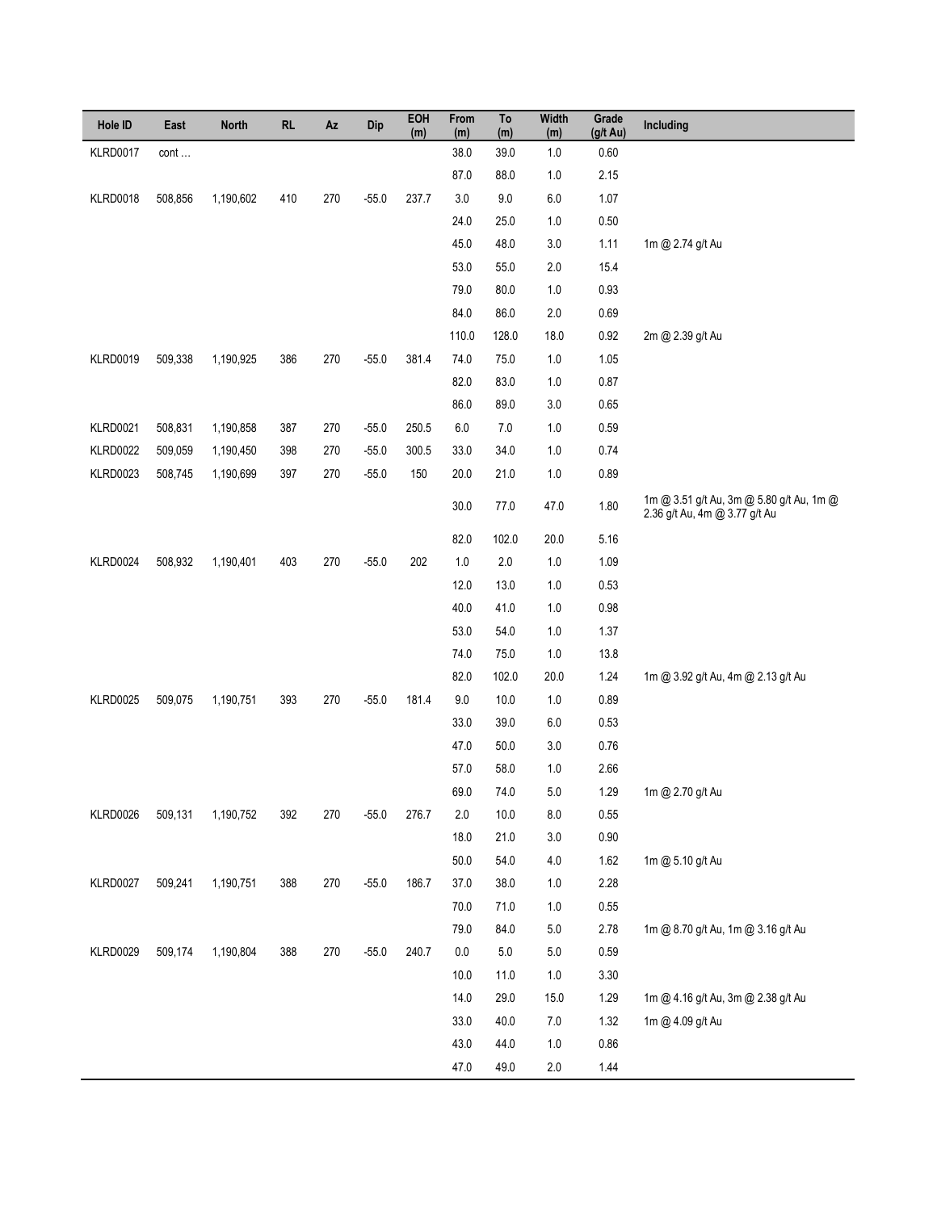| Hole ID | East | North | RL | Az | Dip | EOH (m) | From (m) | To (m) | Width (m) | Grade (g/t Au) | Including |
|---|---|---|---|---|---|---|---|---|---|---|---|
| KLRD0017 | cont … | | | | | | 38.0 | 39.0 | 1.0 | 0.60 | |
| | | | | | | | 87.0 | 88.0 | 1.0 | 2.15 | |
| KLRD0018 | 508,856 | 1,190,602 | 410 | 270 | -55.0 | 237.7 | 3.0 | 9.0 | 6.0 | 1.07 | |
| | | | | | | | 24.0 | 25.0 | 1.0 | 0.50 | |
| | | | | | | | 45.0 | 48.0 | 3.0 | 1.11 | 1m @ 2.74 g/t Au |
| | | | | | | | 53.0 | 55.0 | 2.0 | 15.4 | |
| | | | | | | | 79.0 | 80.0 | 1.0 | 0.93 | |
| | | | | | | | 84.0 | 86.0 | 2.0 | 0.69 | |
| | | | | | | | 110.0 | 128.0 | 18.0 | 0.92 | 2m @ 2.39 g/t Au |
| KLRD0019 | 509,338 | 1,190,925 | 386 | 270 | -55.0 | 381.4 | 74.0 | 75.0 | 1.0 | 1.05 | |
| | | | | | | | 82.0 | 83.0 | 1.0 | 0.87 | |
| | | | | | | | 86.0 | 89.0 | 3.0 | 0.65 | |
| KLRD0021 | 508,831 | 1,190,858 | 387 | 270 | -55.0 | 250.5 | 6.0 | 7.0 | 1.0 | 0.59 | |
| KLRD0022 | 509,059 | 1,190,450 | 398 | 270 | -55.0 | 300.5 | 33.0 | 34.0 | 1.0 | 0.74 | |
| KLRD0023 | 508,745 | 1,190,699 | 397 | 270 | -55.0 | 150 | 20.0 | 21.0 | 1.0 | 0.89 | |
| | | | | | | | 30.0 | 77.0 | 47.0 | 1.80 | 1m @ 3.51 g/t Au, 3m @ 5.80 g/t Au, 1m @ 2.36 g/t Au, 4m @ 3.77 g/t Au |
| | | | | | | | 82.0 | 102.0 | 20.0 | 5.16 | |
| KLRD0024 | 508,932 | 1,190,401 | 403 | 270 | -55.0 | 202 | 1.0 | 2.0 | 1.0 | 1.09 | |
| | | | | | | | 12.0 | 13.0 | 1.0 | 0.53 | |
| | | | | | | | 40.0 | 41.0 | 1.0 | 0.98 | |
| | | | | | | | 53.0 | 54.0 | 1.0 | 1.37 | |
| | | | | | | | 74.0 | 75.0 | 1.0 | 13.8 | |
| | | | | | | | 82.0 | 102.0 | 20.0 | 1.24 | 1m @ 3.92 g/t Au, 4m @ 2.13 g/t Au |
| KLRD0025 | 509,075 | 1,190,751 | 393 | 270 | -55.0 | 181.4 | 9.0 | 10.0 | 1.0 | 0.89 | |
| | | | | | | | 33.0 | 39.0 | 6.0 | 0.53 | |
| | | | | | | | 47.0 | 50.0 | 3.0 | 0.76 | |
| | | | | | | | 57.0 | 58.0 | 1.0 | 2.66 | |
| | | | | | | | 69.0 | 74.0 | 5.0 | 1.29 | 1m @ 2.70 g/t Au |
| KLRD0026 | 509,131 | 1,190,752 | 392 | 270 | -55.0 | 276.7 | 2.0 | 10.0 | 8.0 | 0.55 | |
| | | | | | | | 18.0 | 21.0 | 3.0 | 0.90 | |
| | | | | | | | 50.0 | 54.0 | 4.0 | 1.62 | 1m @ 5.10 g/t Au |
| KLRD0027 | 509,241 | 1,190,751 | 388 | 270 | -55.0 | 186.7 | 37.0 | 38.0 | 1.0 | 2.28 | |
| | | | | | | | 70.0 | 71.0 | 1.0 | 0.55 | |
| | | | | | | | 79.0 | 84.0 | 5.0 | 2.78 | 1m @ 8.70 g/t Au, 1m @ 3.16 g/t Au |
| KLRD0029 | 509,174 | 1,190,804 | 388 | 270 | -55.0 | 240.7 | 0.0 | 5.0 | 5.0 | 0.59 | |
| | | | | | | | 10.0 | 11.0 | 1.0 | 3.30 | |
| | | | | | | | 14.0 | 29.0 | 15.0 | 1.29 | 1m @ 4.16 g/t Au, 3m @ 2.38 g/t Au |
| | | | | | | | 33.0 | 40.0 | 7.0 | 1.32 | 1m @ 4.09 g/t Au |
| | | | | | | | 43.0 | 44.0 | 1.0 | 0.86 | |
| | | | | | | | 47.0 | 49.0 | 2.0 | 1.44 | |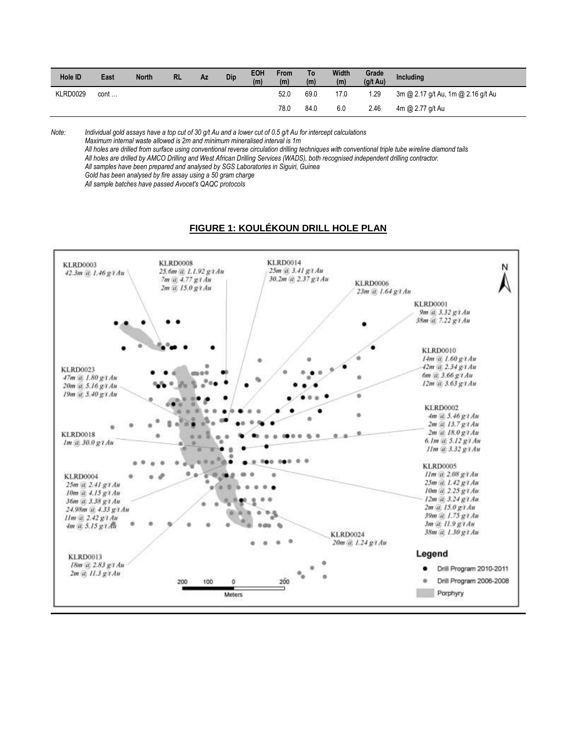| Hole ID | East | North | RL | Az | Dip | EOH (m) | From (m) | To (m) | Width (m) | Grade (g/t Au) | Including |
|---|---|---|---|---|---|---|---|---|---|---|---|
| KLRD0029 | cont … | | | | | | 52.0 | 69.0 | 17.0 | 1.29 | 3m @ 2.17 g/t Au, 1m @ 2.16 g/t Au |
| | | | | | | | 78.0 | 84.0 | 6.0 | 2.46 | 4m @ 2.77 g/t Au |

Note: *Individual gold assays have a top cut of 30 g/t Au and a lower cut of 0.5 g/t Au for intercept calculations*
*Maximum internal waste allowed is 2m and minimum mineralised interval is 1m*
*All holes are drilled from surface using conventional reverse circulation drilling techniques with conventional triple tube wireline diamond tails*
*All holes are drilled by AMCO Drilling and West African Drilling Services (WADS), both recognised independent drilling contractor.*
*All samples have been prepared and analysed by SGS Laboratories in Siguiri, Guinea*
*Gold has been analysed by fire assay using a 50 gram charge*
*All sample batches have passed Avocet's QAQC protocols*

## FIGURE 1: KOULÉKOUN DRILL HOLE PLAN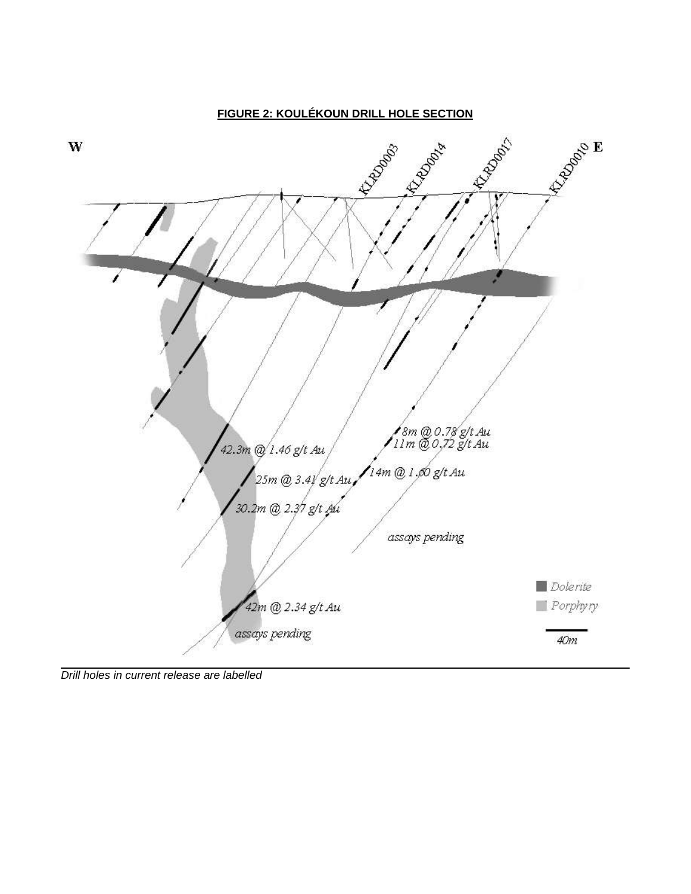**FIGURE 2: KOULÉKOUN DRILL HOLE SECTION**

W

E

KLRD0003

KLRD0014

KLRD0017

KLRD0010

8m @ 0.78 g/t Au

11m @ 0.72 g/t Au

42.3m @ 1.46 g/t Au

14m @ 1.60 g/t Au

25m @ 3.41 g/t Au

30.2m @ 2.37 g/t Au

assays pending

42m @ 2.34 g/t Au

assays pending

Dolerite

Porphyry

40m

*Drill holes in current release are labelled*